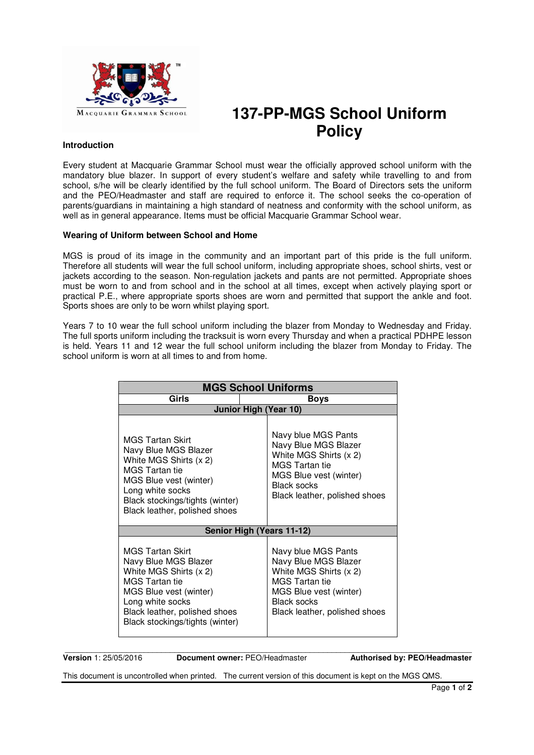# 137-PP-MGS School Uniform Policy

## Introduction

Every student at Macquarie Grammar School must wear the officially approved school uniform with the mandatory blue blazer. In support of every student's welfare and safety while travelling to and from school, s/he will be clearly identified by the full school uniform. The Board of Directors sets the uniform and the PEO/Headmaster and staff are required to enforce it. The school seeks the co-operation of parents/guardians in maintaining a high standard of neatness and conformity with the school uniform, as well as in general appearance. Items must be official Macquarie Grammar School wear.

## Wearing of Uniform between School and Home

MGS is proud of its image in the community and an important part of this pride is the full uniform. Therefore all students will wear the full school uniform, including appropriate shoes, school shirts, vest or jackets according to the season. Non-regulation jackets and pants are not permitted. Appropriate shoes must be worn to and from school and in the school at all times, except when actively playing sport or practical P.E., where appropriate sports shoes are worn and permitted that support the ankle and foot. Sports shoes are only to be worn whilst playing sport.

Years 7 to 10 wear the full school uniform including the blazer from Monday to Wednesday and Friday. The full sports uniform including the tracksuit is worn every Thursday and when a practical PDHPE lesson is held. Years 11 and 12 wear the full school uniform including the blazer from Monday to Friday. The school uniform is worn at all times to and from home.

| MGS School Uniforms | |
|---|---|
| **Girls** | **Boys** |
| **Junior High (Year 10)** | |
| MGS Tartan Skirt<br>Navy Blue MGS Blazer<br>White MGS Shirts (x 2)<br>MGS Tartan tie<br>MGS Blue vest (winter)<br>Long white socks<br>Black stockings/tights (winter)<br>Black leather, polished shoes | Navy blue MGS Pants<br>Navy Blue MGS Blazer<br>White MGS Shirts (x 2)<br>MGS Tartan tie<br>MGS Blue vest (winter)<br>Black socks<br>Black leather, polished shoes |
| **Senior High (Years 11-12)** | |
| MGS Tartan Skirt<br>Navy Blue MGS Blazer<br>White MGS Shirts (x 2)<br>MGS Tartan tie<br>MGS Blue vest (winter)<br>Long white socks<br>Black leather, polished shoes<br>Black stockings/tights (winter) | Navy blue MGS Pants<br>Navy Blue MGS Blazer<br>White MGS Shirts (x 2)<br>MGS Tartan tie<br>MGS Blue vest (winter)<br>Black socks<br>Black leather, polished shoes |

**Version** 1: 25/05/2016 **Document owner:** PEO/Headmaster **Authorised by: PEO/Headmaster**

This document is uncontrolled when printed. The current version of this document is kept on the MGS QMS.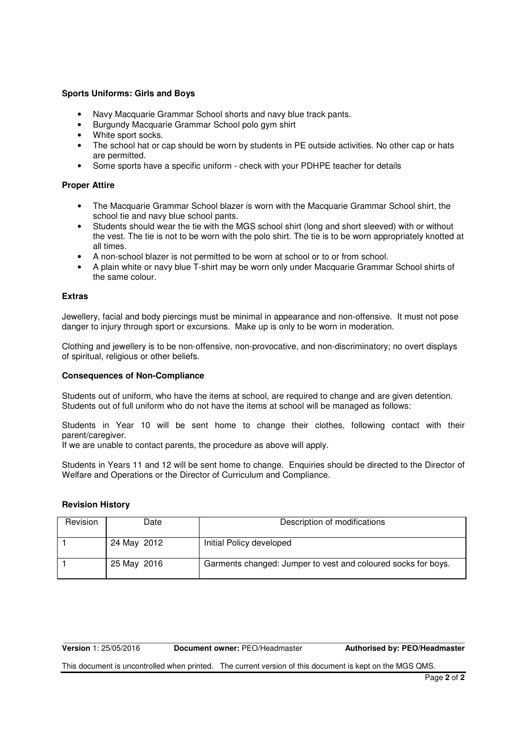**Sports Uniforms: Girls and Boys**

- Navy Macquarie Grammar School shorts and navy blue track pants.
- Burgundy Macquarie Grammar School polo gym shirt
- White sport socks.
- The school hat or cap should be worn by students in PE outside activities. No other cap or hats are permitted.
- Some sports have a specific uniform - check with your PDHPE teacher for details

**Proper Attire**

- The Macquarie Grammar School blazer is worn with the Macquarie Grammar School shirt, the school tie and navy blue school pants.
- Students should wear the tie with the MGS school shirt (long and short sleeved) with or without the vest. The tie is not to be worn with the polo shirt. The tie is to be worn appropriately knotted at all times.
- A non-school blazer is not permitted to be worn at school or to or from school.
- A plain white or navy blue T-shirt may be worn only under Macquarie Grammar School shirts of the same colour.

**Extras**

Jewellery, facial and body piercings must be minimal in appearance and non-offensive. It must not pose danger to injury through sport or excursions. Make up is only to be worn in moderation.

Clothing and jewellery is to be non-offensive, non-provocative, and non-discriminatory; no overt displays of spiritual, religious or other beliefs.

**Consequences of Non-Compliance**

Students out of uniform, who have the items at school, are required to change and are given detention. Students out of full uniform who do not have the items at school will be managed as follows:

Students in Year 10 will be sent home to change their clothes, following contact with their parent/caregiver.
If we are unable to contact parents, the procedure as above will apply.

Students in Years 11 and 12 will be sent home to change. Enquiries should be directed to the Director of Welfare and Operations or the Director of Curriculum and Compliance.

**Revision History**

| Revision | Date | Description of modifications |
|---|---|---|
| 1 | 24 May 2012 | Initial Policy developed |
| 1 | 25 May 2016 | Garments changed: Jumper to vest and coloured socks for boys. |

**Version** 1: 25/05/2016 **Document owner:** PEO/Headmaster **Authorised by: PEO/Headmaster**

This document is uncontrolled when printed. The current version of this document is kept on the MGS QMS.